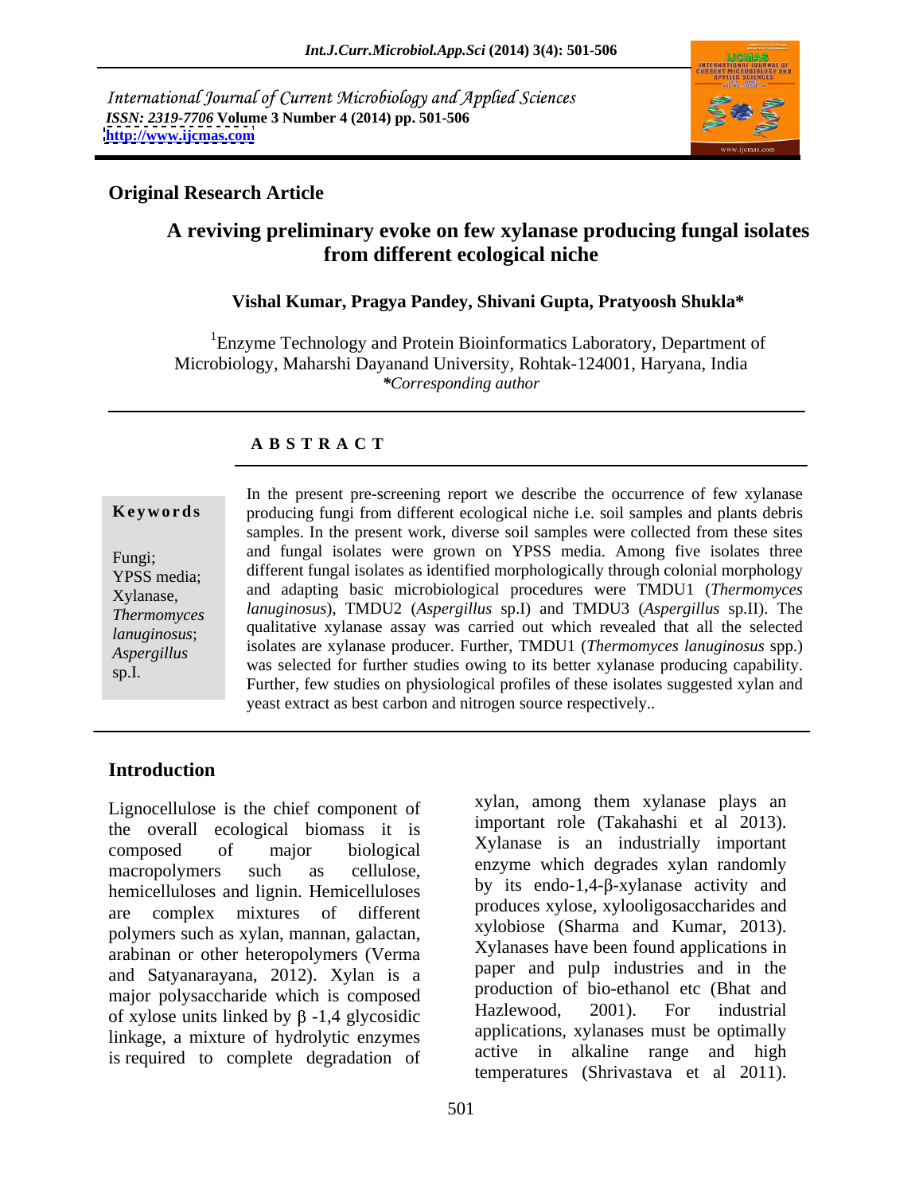International Journal of Current Microbiology and Applied Sciences
*ISSN: 2319-7706* **Volume 3 Number 4 (2014) pp. 501-506**
**http://www.ijcmas.com**

**Original Research Article**

# A reviving preliminary evoke on few xylanase producing fungal isolates from different ecological niche

**Vishal Kumar, Pragya Pandey, Shivani Gupta, Pratyoosh Shukla***

[1]Enzyme Technology and Protein Bioinformatics Laboratory, Department of Microbiology, Maharshi Dayanand University, Rohtak-124001, Haryana, India
*Corresponding author*

## A B S T R A C T

**Keywords**

Fungi; YPSS media; Xylanase, *Thermomyces lanuginosus*; *Aspergillus* sp.I.

In the present pre-screening report we describe the occurrence of few xylanase producing fungi from different ecological niche i.e. soil samples and plants debris samples. In the present work, diverse soil samples were collected from these sites and fungal isolates were grown on YPSS media. Among five isolates three different fungal isolates as identified morphologically through colonial morphology and adapting basic microbiological procedures were TMDU1 (*Thermomyces lanuginosus*), TMDU2 (*Aspergillus* sp.I) and TMDU3 (*Aspergillus* sp.II). The qualitative xylanase assay was carried out which revealed that all the selected isolates are xylanase producer. Further, TMDU1 (*Thermomyces lanuginosus* spp.) was selected for further studies owing to its better xylanase producing capability. Further, few studies on physiological profiles of these isolates suggested xylan and yeast extract as best carbon and nitrogen source respectively..

## Introduction

Lignocellulose is the chief component of the overall ecological biomass it is composed of major biological macropolymers such as cellulose, hemicelluloses and lignin. Hemicelluloses are complex mixtures of different polymers such as xylan, mannan, galactan, arabinan or other heteropolymers (Verma and Satyanarayana, 2012). Xylan is a major polysaccharide which is composed of xylose units linked by β -1,4 glycosidic linkage, a mixture of hydrolytic enzymes is required to complete degradation of xylan, among them xylanase plays an important role (Takahashi et al 2013). Xylanase is an industrially important enzyme which degrades xylan randomly by its endo-1,4-β-xylanase activity and produces xylose, xylooligosaccharides and xylobiose (Sharma and Kumar, 2013). Xylanases have been found applications in paper and pulp industries and in the production of bio-ethanol etc (Bhat and Hazlewood, 2001). For industrial applications, xylanases must be optimally active in alkaline range and high temperatures (Shrivastava et al 2011).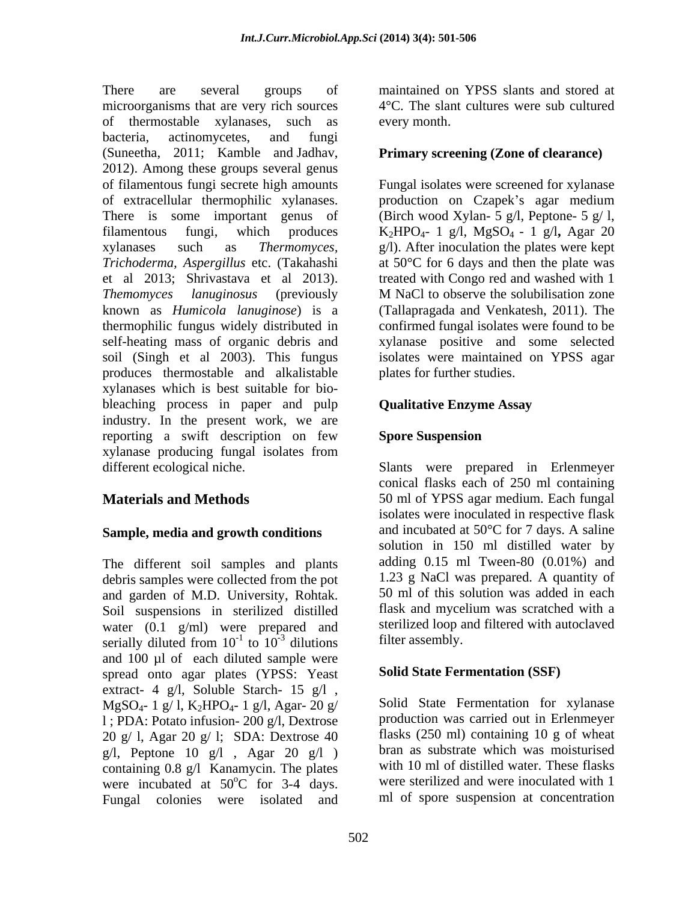There are several groups of microorganisms that are very rich sources of thermostable xylanases, such as bacteria, actinomycetes, and fungi (Suneetha, 2011; Kamble and Jadhav, 2012). Among these groups several genus of filamentous fungi secrete high amounts of extracellular thermophilic xylanases. There is some important genus of filamentous fungi, which produces xylanases such as *Thermomyces*, *Trichoderma*, *Aspergillus* etc. (Takahashi et al 2013; Shrivastava et al 2013). *Themomyces lanuginosus* (previously known as *Humicola lanuginose*) is a thermophilic fungus widely distributed in self-heating mass of organic debris and soil (Singh et al 2003). This fungus produces thermostable and alkalistable xylanases which is best suitable for bio-bleaching process in paper and pulp industry. In the present work, we are reporting a swift description on few xylanase producing fungal isolates from different ecological niche.

## Materials and Methods

### Sample, media and growth conditions

The different soil samples and plants debris samples were collected from the pot and garden of M.D. University, Rohtak. Soil suspensions in sterilized distilled water (0.1 g/ml) were prepared and serially diluted from $10^{-1}$ to $10^{-3}$ dilutions and 100 µl of each diluted sample were spread onto agar plates (YPSS: Yeast extract- 4 g/l, Soluble Starch- 15 g/l , $MgSO_4$- 1 g/ l, $K_2HPO_4$- 1 g/l, Agar- 20 g/ l ; PDA: Potato infusion- 200 g/l, Dextrose 20 g/ l, Agar 20 g/ l; SDA: Dextrose 40 g/l, Peptone 10 g/l , Agar 20 g/l ) containing 0.8 g/l Kanamycin. The plates were incubated at 50°C for 3-4 days. Fungal colonies were isolated and maintained on YPSS slants and stored at 4°C. The slant cultures were sub cultured every month.

### Primary screening (Zone of clearance)

Fungal isolates were screened for xylanase production on Czapek's agar medium (Birch wood Xylan- 5 g/l, Peptone- 5 g/ l, $K_2HPO_4$- 1 g/l, $MgSO_4$ - 1 g/l**,** Agar 20 g/l). After inoculation the plates were kept at 50°C for 6 days and then the plate was treated with Congo red and washed with 1 M NaCl to observe the solubilisation zone (Tallapragada and Venkatesh, 2011). The confirmed fungal isolates were found to be xylanase positive and some selected isolates were maintained on YPSS agar plates for further studies.

### Qualitative Enzyme Assay

### Spore Suspension

Slants were prepared in Erlenmeyer conical flasks each of 250 ml containing 50 ml of YPSS agar medium. Each fungal isolates were inoculated in respective flask and incubated at 50°C for 7 days. A saline solution in 150 ml distilled water by adding 0.15 ml Tween-80 (0.01%) and 1.23 g NaCl was prepared. A quantity of 50 ml of this solution was added in each flask and mycelium was scratched with a sterilized loop and filtered with autoclaved filter assembly.

### Solid State Fermentation (SSF)

Solid State Fermentation for xylanase production was carried out in Erlenmeyer flasks (250 ml) containing 10 g of wheat bran as substrate which was moisturised with 10 ml of distilled water. These flasks were sterilized and were inoculated with 1 ml of spore suspension at concentration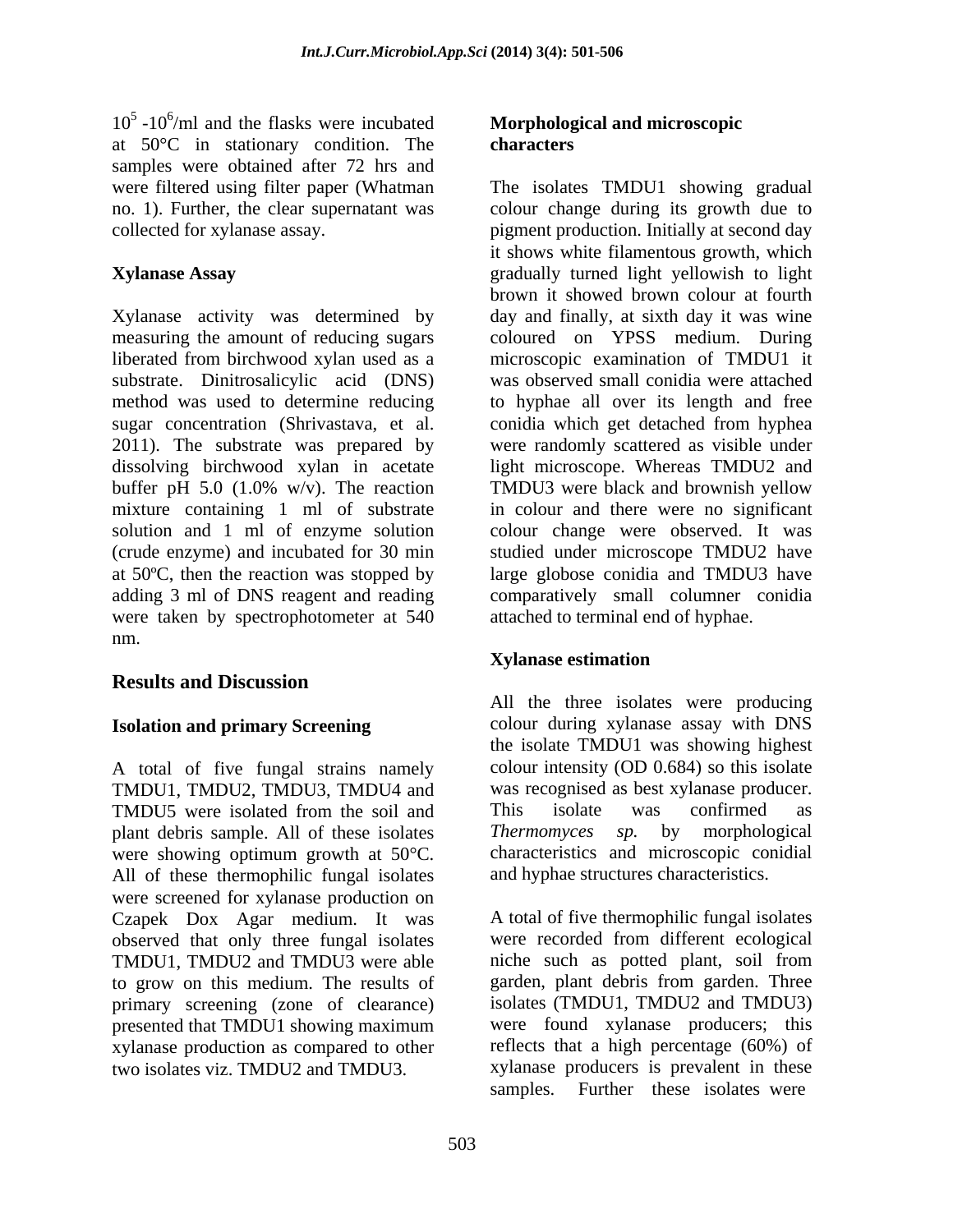$10^5$ -$10^6$/ml and the flasks were incubated at 50°C in stationary condition. The samples were obtained after 72 hrs and were filtered using filter paper (Whatman no. 1). Further, the clear supernatant was collected for xylanase assay.

### Xylanase Assay

Xylanase activity was determined by measuring the amount of reducing sugars liberated from birchwood xylan used as a substrate. Dinitrosalicylic acid (DNS) method was used to determine reducing sugar concentration (Shrivastava, et al. 2011). The substrate was prepared by dissolving birchwood xylan in acetate buffer pH 5.0 (1.0% w/v). The reaction mixture containing 1 ml of substrate solution and 1 ml of enzyme solution (crude enzyme) and incubated for 30 min at 50ºC, then the reaction was stopped by adding 3 ml of DNS reagent and reading were taken by spectrophotometer at 540 nm.

## Results and Discussion

### Isolation and primary Screening

A total of five fungal strains namely TMDU1, TMDU2, TMDU3, TMDU4 and TMDU5 were isolated from the soil and plant debris sample. All of these isolates were showing optimum growth at 50°C. All of these thermophilic fungal isolates were screened for xylanase production on Czapek Dox Agar medium. It was observed that only three fungal isolates TMDU1, TMDU2 and TMDU3 were able to grow on this medium. The results of primary screening (zone of clearance) presented that TMDU1 showing maximum xylanase production as compared to other two isolates viz. TMDU2 and TMDU3.

### Morphological and microscopic characters

The isolates TMDU1 showing gradual colour change during its growth due to pigment production. Initially at second day it shows white filamentous growth, which gradually turned light yellowish to light brown it showed brown colour at fourth day and finally, at sixth day it was wine coloured on YPSS medium. During microscopic examination of TMDU1 it was observed small conidia were attached to hyphae all over its length and free conidia which get detached from hyphea were randomly scattered as visible under light microscope. Whereas TMDU2 and TMDU3 were black and brownish yellow in colour and there were no significant colour change were observed. It was studied under microscope TMDU2 have large globose conidia and TMDU3 have comparatively small columner conidia attached to terminal end of hyphae.

### Xylanase estimation

All the three isolates were producing colour during xylanase assay with DNS the isolate TMDU1 was showing highest colour intensity (OD 0.684) so this isolate was recognised as best xylanase producer. This isolate was confirmed as *Thermomyces sp.* by morphological characteristics and microscopic conidial and hyphae structures characteristics.

A total of five thermophilic fungal isolates were recorded from different ecological niche such as potted plant, soil from garden, plant debris from garden. Three isolates (TMDU1, TMDU2 and TMDU3) were found xylanase producers; this reflects that a high percentage (60%) of xylanase producers is prevalent in these samples. Further these isolates were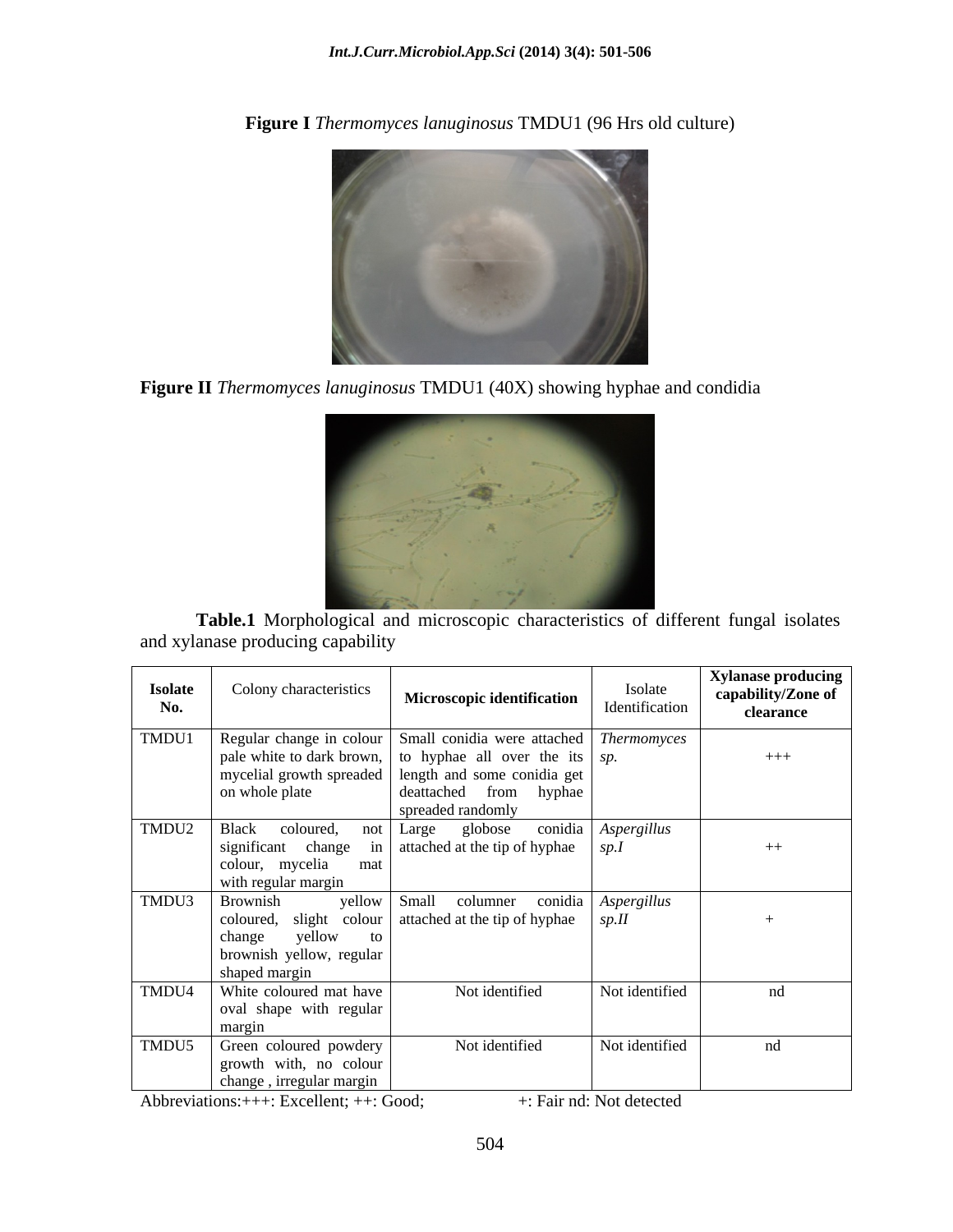**Figure I** *Thermomyces lanuginosus* TMDU1 (96 Hrs old culture)

**Figure II** *Thermomyces lanuginosus* TMDU1 (40X) showing hyphae and condidia

**Table.1** Morphological and microscopic characteristics of different fungal isolates and xylanase producing capability

| Isolate No. | Colony characteristics | Microscopic identification | Isolate Identification | Xylanase producing capability/Zone of clearance |
|---|---|---|---|---|
| TMDU1 | Regular change in colour pale white to dark brown, mycelial growth spreaded on whole plate | Small conidia were attached to hyphae all over the its length and some conidia get deattached from hyphae spreaded randomly | *Thermomyces sp.* | +++ |
| TMDU2 | Black coloured, not significant change in colour, mycelia mat with regular margin | Large globose conidia attached at the tip of hyphae | *Aspergillus sp.I* | ++ |
| TMDU3 | Brownish yellow coloured, slight colour change yellow to brownish yellow, regular shaped margin | Small columner conidia attached at the tip of hyphae | *Aspergillus sp.II* | + |
| TMDU4 | White coloured mat have oval shape with regular margin | Not identified | Not identified | nd |
| TMDU5 | Green coloured powdery growth with, no colour change , irregular margin | Not identified | Not identified | nd |

Abbreviations:+++: Excellent; ++: Good; +: Fair nd: Not detected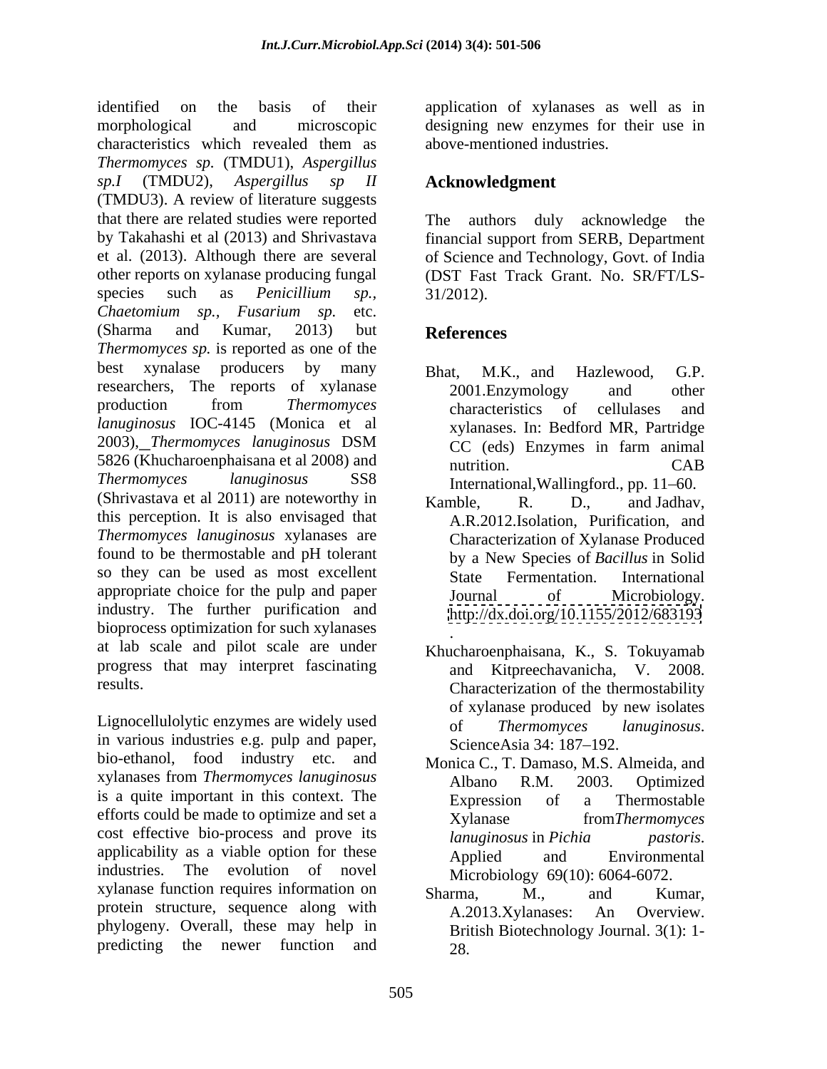identified on the basis of their morphological and microscopic characteristics which revealed them as *Thermomyces sp.* (TMDU1), *Aspergillus sp.I* (TMDU2), *Aspergillus sp II* (TMDU3). A review of literature suggests that there are related studies were reported by Takahashi et al (2013) and Shrivastava et al. (2013). Although there are several other reports on xylanase producing fungal species such as *Penicillium sp.*, *Chaetomium sp.*, *Fusarium sp.* etc. (Sharma and Kumar, 2013) but *Thermomyces sp.* is reported as one of the best xynalase producers by many researchers, The reports of xylanase production from *Thermomyces lanuginosus* IOC-4145 (Monica et al 2003), *Thermomyces lanuginosus* DSM 5826 (Khucharoenphaisana et al 2008) and *Thermomyces lanuginosus* SS8 (Shrivastava et al 2011) are noteworthy in this perception. It is also envisaged that *Thermomyces lanuginosus* xylanases are found to be thermostable and pH tolerant so they can be used as most excellent appropriate choice for the pulp and paper industry. The further purification and bioprocess optimization for such xylanases at lab scale and pilot scale are under progress that may interpret fascinating results.

Lignocellulolytic enzymes are widely used in various industries e.g. pulp and paper, bio-ethanol, food industry etc. and xylanases from *Thermomyces lanuginosus* is a quite important in this context. The efforts could be made to optimize and set a cost effective bio-process and prove its applicability as a viable option for these industries. The evolution of novel xylanase function requires information on protein structure, sequence along with phylogeny. Overall, these may help in predicting the newer function and application of xylanases as well as in designing new enzymes for their use in above-mentioned industries.

## Acknowledgment

The authors duly acknowledge the financial support from SERB, Department of Science and Technology, Govt. of India (DST Fast Track Grant. No. SR/FT/LS-31/2012).

## References

Bhat, M.K., and Hazlewood, G.P. 2001.Enzymology and other characteristics of cellulases and xylanases. In: Bedford MR, Partridge CC (eds) Enzymes in farm animal nutrition. CAB International,Wallingford., pp. 11–60.

Kamble, R. D., and Jadhav, A.R.2012.Isolation, Purification, and Characterization of Xylanase Produced by a New Species of *Bacillus* in Solid State Fermentation. International Journal of Microbiology. http://dx.doi.org/10.1155/2012/683193 .

Khucharoenphaisana, K., S. Tokuyamab and Kitpreechavanicha, V. 2008. Characterization of the thermostability of xylanase produced by new isolates of *Thermomyces lanuginosus*. ScienceAsia 34: 187–192.

Monica C., T. Damaso, M.S. Almeida, and Albano R.M. 2003. Optimized Expression of a Thermostable Xylanase from*Thermomyces lanuginosus* in *Pichia pastoris*. Applied and Environmental Microbiology 69(10): 6064-6072.

Sharma, M., and Kumar, A.2013.Xylanases: An Overview. British Biotechnology Journal. 3(1): 1-28.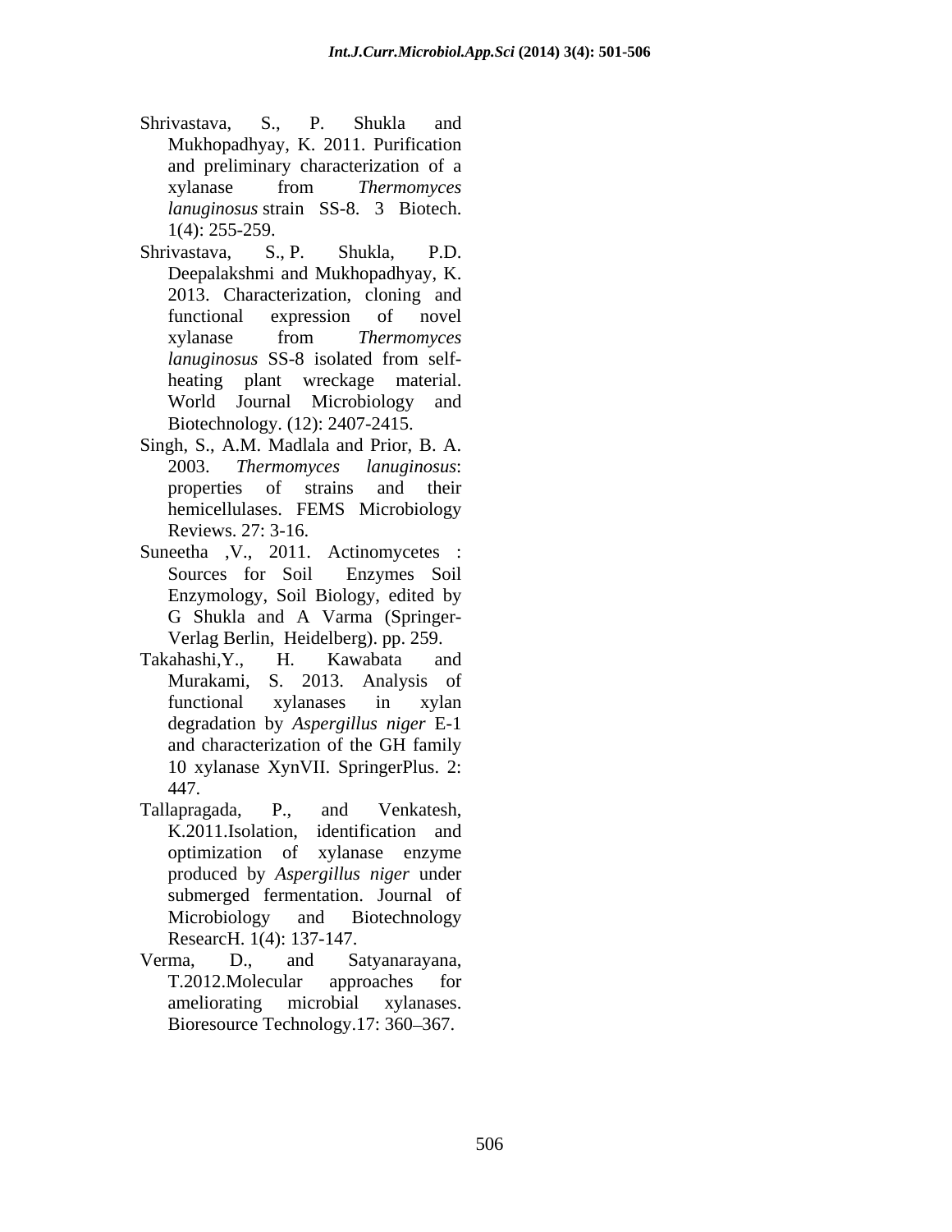Shrivastava, S., P. Shukla and Mukhopadhyay, K. 2011. Purification and preliminary characterization of a xylanase from *Thermomyces lanuginosus* strain SS-8. 3 Biotech. 1(4): 255-259.

Shrivastava, S., P. Shukla, P.D. Deepalakshmi and Mukhopadhyay, K. 2013. Characterization, cloning and functional expression of novel xylanase from *Thermomyces lanuginosus* SS-8 isolated from self-heating plant wreckage material. World Journal Microbiology and Biotechnology. (12): 2407-2415.

Singh, S., A.M. Madlala and Prior, B. A. 2003. *Thermomyces lanuginosus*: properties of strains and their hemicellulases. FEMS Microbiology Reviews. 27: 3-16.

Suneetha ,V., 2011. Actinomycetes : Sources for Soil Enzymes Soil Enzymology, Soil Biology, edited by G Shukla and A Varma (Springer-Verlag Berlin, Heidelberg). pp. 259.

Takahashi,Y., H. Kawabata and Murakami, S. 2013. Analysis of functional xylanases in xylan degradation by *Aspergillus niger* E-1 and characterization of the GH family 10 xylanase XynVII. SpringerPlus. 2: 447.

Tallapragada, P., and Venkatesh, K.2011.Isolation, identification and optimization of xylanase enzyme produced by *Aspergillus niger* under submerged fermentation. Journal of Microbiology and Biotechnology ResearcH. 1(4): 137-147.

Verma, D., and Satyanarayana, T.2012.Molecular approaches for ameliorating microbial xylanases. Bioresource Technology.17: 360–367.